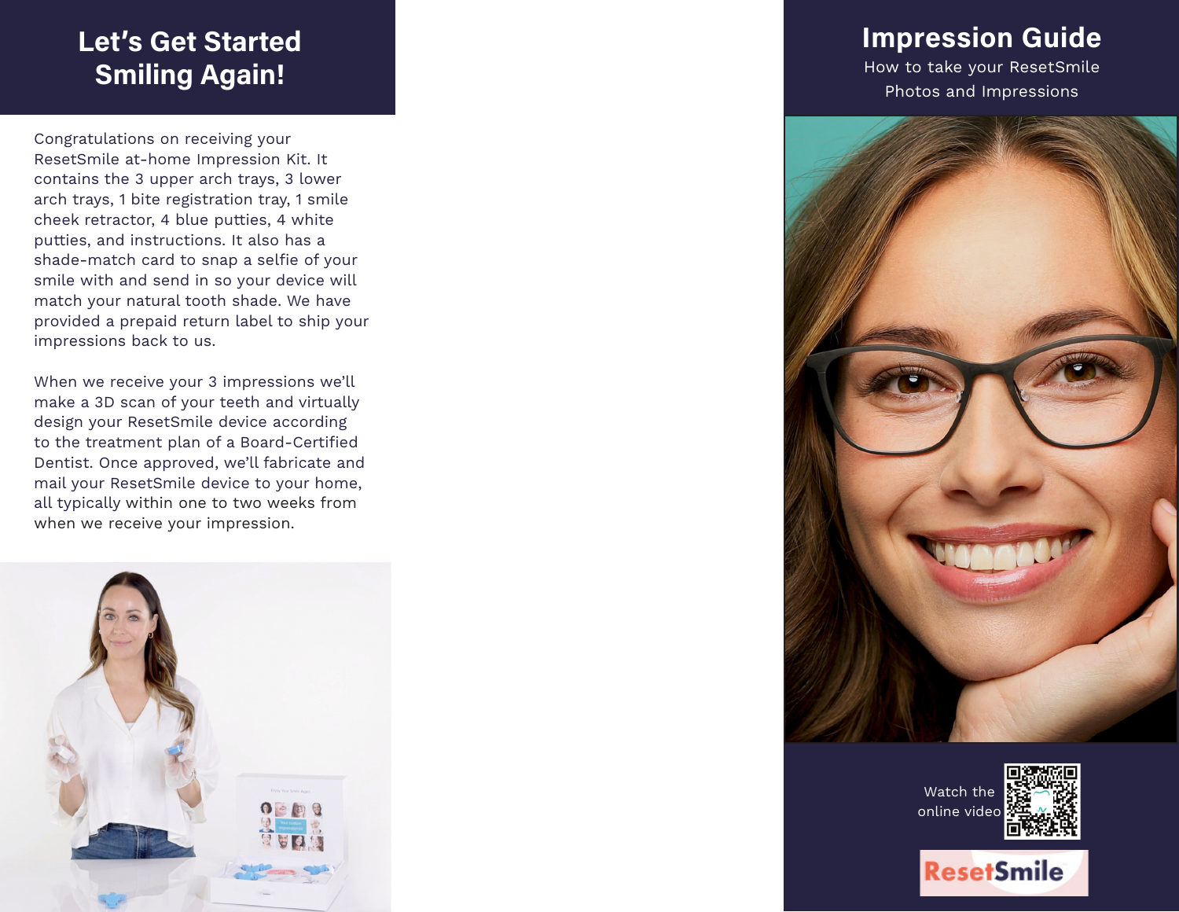# Let's Get Started Smiling Again!

Congratulations on receiving your ResetSmile at-home Impression Kit. It contains the 3 upper arch trays, 3 lower arch trays, 1 bite registration tray, 1 smile cheek retractor, 4 blue putties, 4 white putties, and instructions. It also has a shade-match card to snap a selfie of your smile with and send in so your device will match your natural tooth shade. We have provided a prepaid return label to ship your impressions back to us.

When we receive your 3 impressions we'll make a 3D scan of your teeth and virtually design your ResetSmile device according to the treatment plan of a Board-Certified Dentist. Once approved, we'll fabricate and mail your ResetSmile device to your home, all typically within one to two weeks from when we receive your impression.

# Impression Guide

How to take your ResetSmile Photos and Impressions

Watch the online video

ResetSmile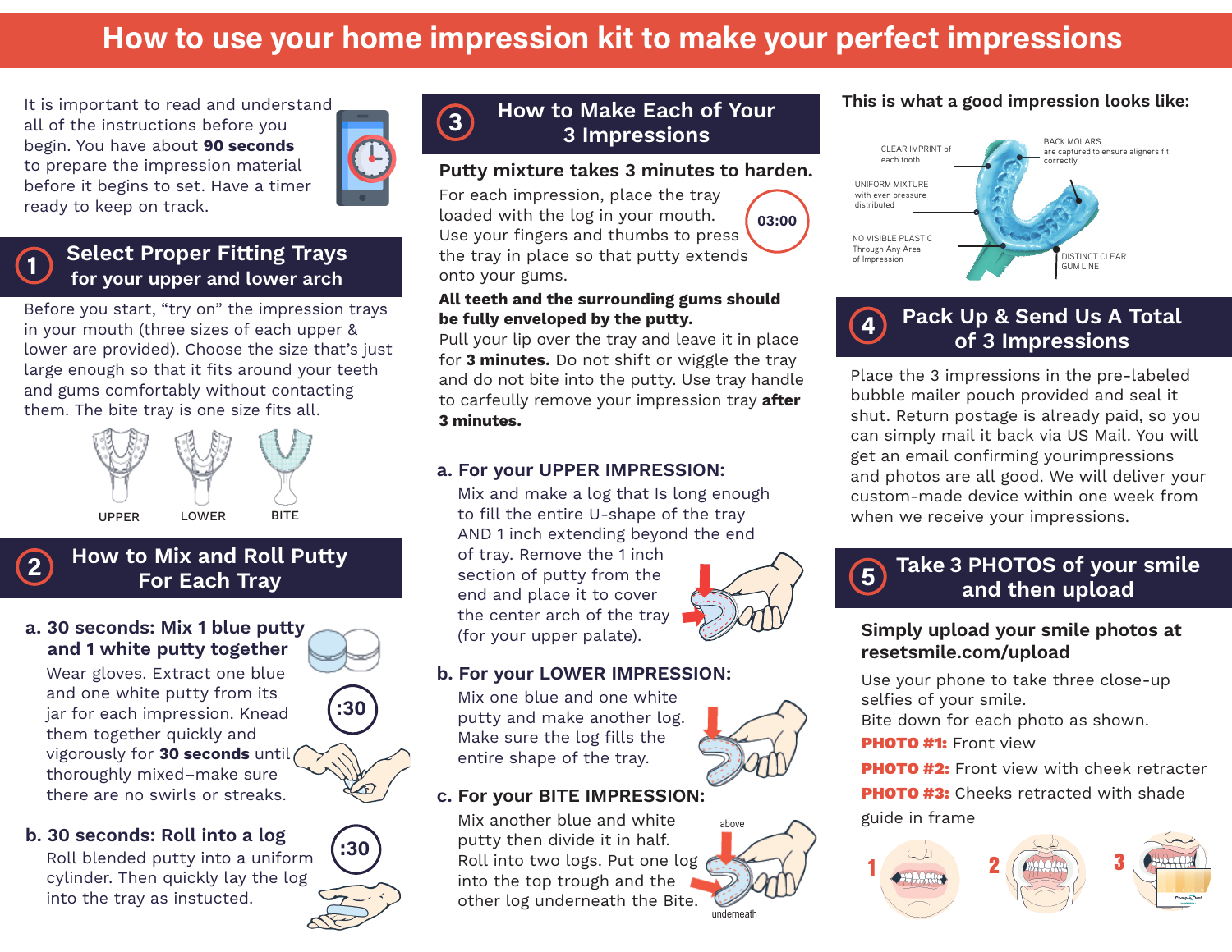# How to use your home impression kit to make your perfect impressions

It is important to read and understand all of the instructions before you begin. You have about **90 seconds** to prepare the impression material before it begins to set. Have a timer ready to keep on track.

## 1 Select Proper Fitting Trays for your upper and lower arch

Before you start, "try on" the impression trays in your mouth (three sizes of each upper & lower are provided). Choose the size that's just large enough so that it fits around your teeth and gums comfortably without contacting them. The bite tray is one size fits all.

UPPER LOWER BITE

## 2 How to Mix and Roll Putty For Each Tray

### a. 30 seconds: Mix 1 blue putty and 1 white putty together

:30

Wear gloves. Extract one blue and one white putty from its jar for each impression. Knead them together quickly and vigorously for **30 seconds** until thoroughly mixed–make sure there are no swirls or streaks.

### b. 30 seconds: Roll into a log

:30

Roll blended putty into a uniform cylinder. Then quickly lay the log into the tray as instucted.

## 3 How to Make Each of Your 3 Impressions

### Putty mixture takes 3 minutes to harden.

03:00

For each impression, place the tray loaded with the log in your mouth. Use your fingers and thumbs to press the tray in place so that putty extends onto your gums.

**All teeth and the surrounding gums should be fully enveloped by the putty.**

Pull your lip over the tray and leave it in place for **3 minutes.** Do not shift or wiggle the tray and do not bite into the putty. Use tray handle to carfeully remove your impression tray **after 3 minutes.**

### a. For your UPPER IMPRESSION:

Mix and make a log that Is long enough to fill the entire U-shape of the tray AND 1 inch extending beyond the end of tray. Remove the 1 inch section of putty from the end and place it to cover the center arch of the tray (for your upper palate).

### b. For your LOWER IMPRESSION:

Mix one blue and one white putty and make another log. Make sure the log fills the entire shape of the tray.

### c. For your BITE IMPRESSION:

Mix another blue and white putty then divide it in half. Roll into two logs. Put one log into the top trough and the other log underneath the Bite.

above

underneath

### This is what a good impression looks like:

CLEAR IMPRINT of each tooth

UNIFORM MIXTURE with even pressure distributed

NO VISIBLE PLASTIC Through Any Area of Impression

BACK MOLARS are captured to ensure aligners fit correctly

DISTINCT CLEAR GUM LINE

## 4 Pack Up & Send Us A Total of 3 Impressions

Place the 3 impressions in the pre-labeled bubble mailer pouch provided and seal it shut. Return postage is already paid, so you can simply mail it back via US Mail. You will get an email confirming yourimpressions and photos are all good. We will deliver your custom-made device within one week from when we receive your impressions.

## 5 Take 3 PHOTOS of your smile and then upload

### Simply upload your smile photos at resetsmile.com/upload

Use your phone to take three close-up selfies of your smile.
Bite down for each photo as shown.

**PHOTO #1:** Front view

**PHOTO #2:** Front view with cheek retracter

**PHOTO #3:** Cheeks retracted with shade guide in frame

1 2 3